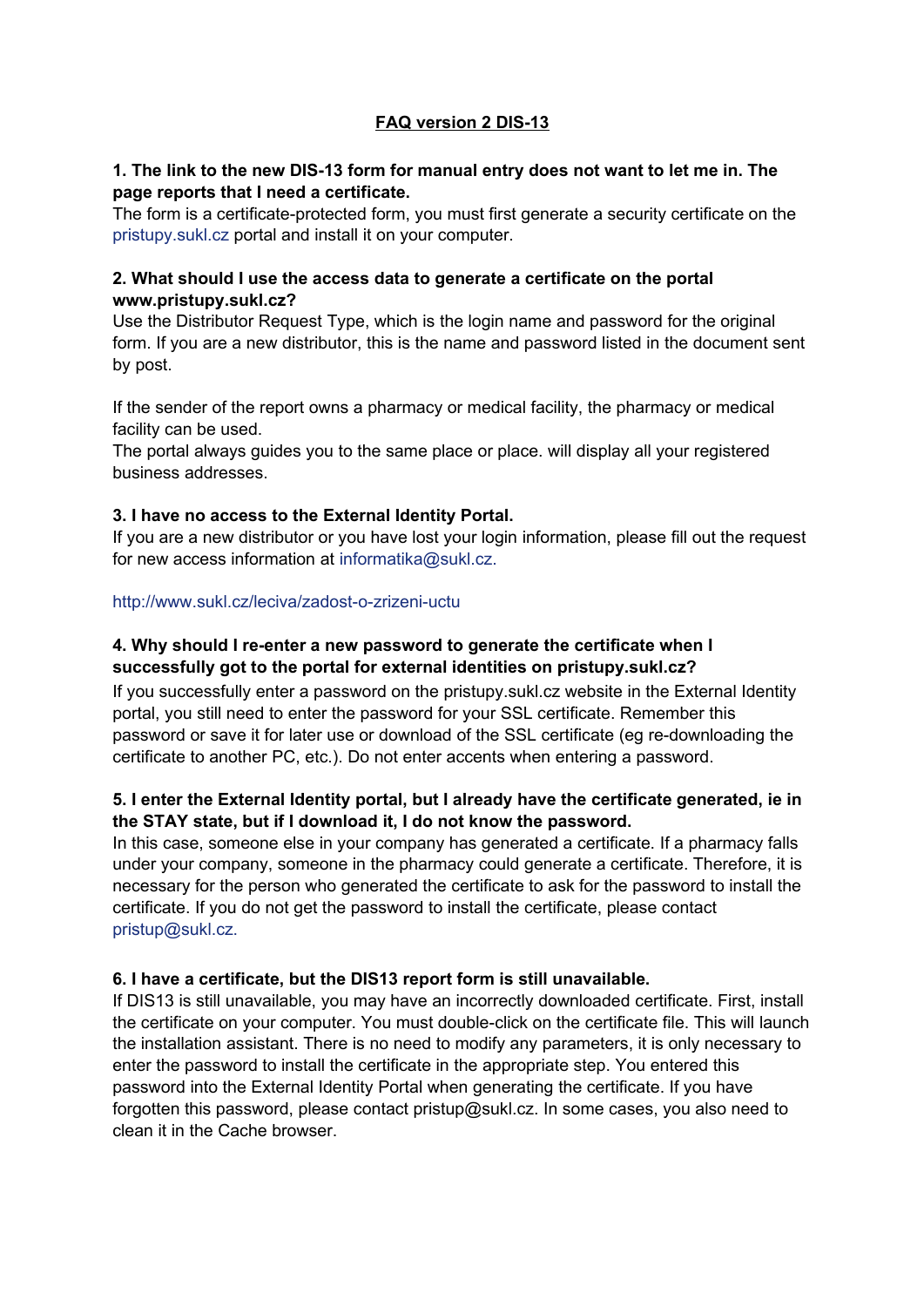# FAQ version 2 DIS-13

**1. The link to the new DIS-13 form for manual entry does not want to let me in. The page reports that I need a certificate.**

The form is a certificate-protected form, you must first generate a security certificate on the pristupy.sukl.cz portal and install it on your computer.

**2. What should I use the access data to generate a certificate on the portal www.pristupy.sukl.cz?**

Use the Distributor Request Type, which is the login name and password for the original form. If you are a new distributor, this is the name and password listed in the document sent by post.

If the sender of the report owns a pharmacy or medical facility, the pharmacy or medical facility can be used.

The portal always guides you to the same place or place. will display all your registered business addresses.

**3. I have no access to the External Identity Portal.**

If you are a new distributor or you have lost your login information, please fill out the request for new access information at informatika@sukl.cz.

http://www.sukl.cz/leciva/zadost-o-zrizeni-uctu

**4. Why should I re-enter a new password to generate the certificate when I successfully got to the portal for external identities on pristupy.sukl.cz?**

If you successfully enter a password on the pristupy.sukl.cz website in the External Identity portal, you still need to enter the password for your SSL certificate. Remember this password or save it for later use or download of the SSL certificate (eg re-downloading the certificate to another PC, etc.). Do not enter accents when entering a password.

**5. I enter the External Identity portal, but I already have the certificate generated, ie in the STAY state, but if I download it, I do not know the password.**

In this case, someone else in your company has generated a certificate. If a pharmacy falls under your company, someone in the pharmacy could generate a certificate. Therefore, it is necessary for the person who generated the certificate to ask for the password to install the certificate. If you do not get the password to install the certificate, please contact pristup@sukl.cz.

**6. I have a certificate, but the DIS13 report form is still unavailable.**

If DIS13 is still unavailable, you may have an incorrectly downloaded certificate. First, install the certificate on your computer. You must double-click on the certificate file. This will launch the installation assistant. There is no need to modify any parameters, it is only necessary to enter the password to install the certificate in the appropriate step. You entered this password into the External Identity Portal when generating the certificate. If you have forgotten this password, please contact pristup@sukl.cz. In some cases, you also need to clean it in the Cache browser.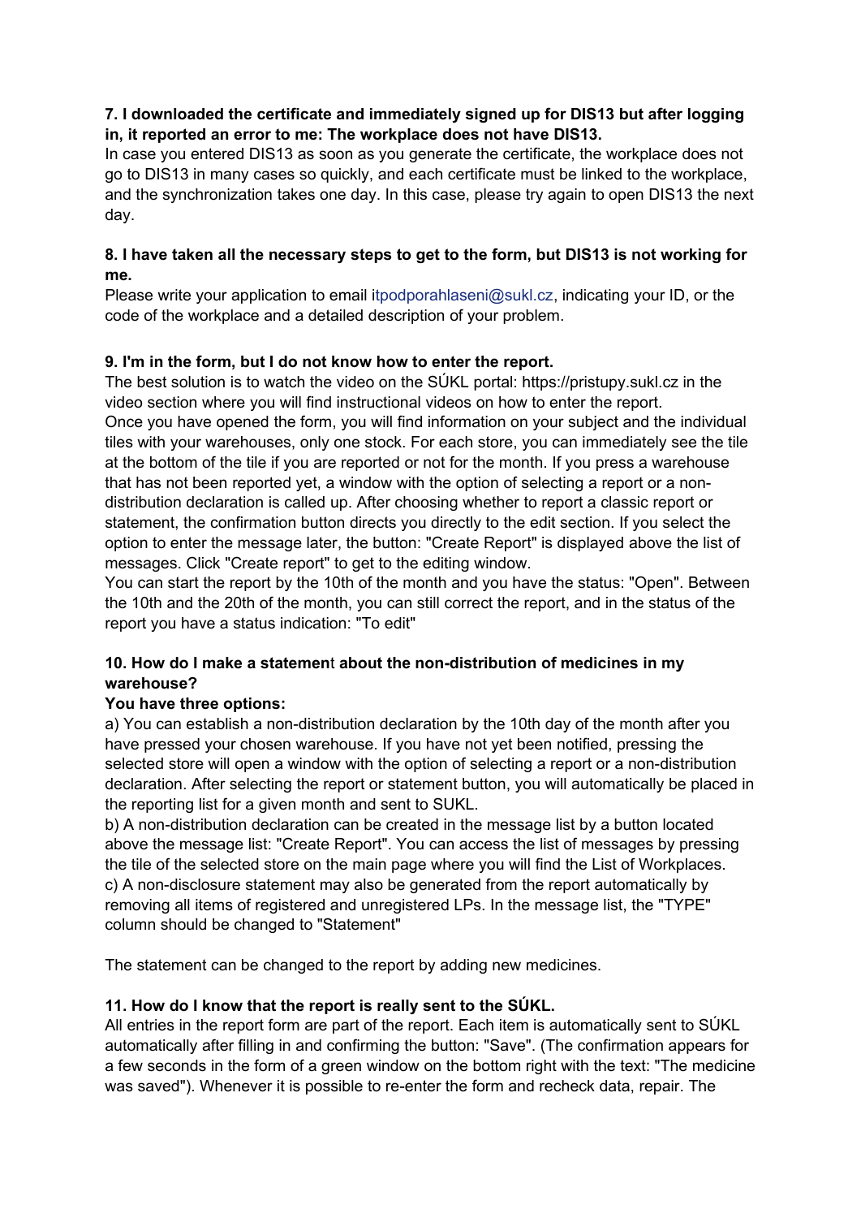**7. I downloaded the certificate and immediately signed up for DIS13 but after logging in, it reported an error to me: The workplace does not have DIS13.**

In case you entered DIS13 as soon as you generate the certificate, the workplace does not go to DIS13 in many cases so quickly, and each certificate must be linked to the workplace, and the synchronization takes one day. In this case, please try again to open DIS13 the next day.

**8. I have taken all the necessary steps to get to the form, but DIS13 is not working for me.**

Please write your application to email itpodporahlaseni@sukl.cz, indicating your ID, or the code of the workplace and a detailed description of your problem.

**9. I'm in the form, but I do not know how to enter the report.**

The best solution is to watch the video on the SÚKL portal: https://pristupy.sukl.cz in the video section where you will find instructional videos on how to enter the report.
Once you have opened the form, you will find information on your subject and the individual tiles with your warehouses, only one stock. For each store, you can immediately see the tile at the bottom of the tile if you are reported or not for the month. If you press a warehouse that has not been reported yet, a window with the option of selecting a report or a non-distribution declaration is called up. After choosing whether to report a classic report or statement, the confirmation button directs you directly to the edit section. If you select the option to enter the message later, the button: "Create Report" is displayed above the list of messages. Click "Create report" to get to the editing window.
You can start the report by the 10th of the month and you have the status: "Open". Between the 10th and the 20th of the month, you can still correct the report, and in the status of the report you have a status indication: "To edit"

**10. How do I make a statement about the non-distribution of medicines in my warehouse?**

**You have three options:**

a) You can establish a non-distribution declaration by the 10th day of the month after you have pressed your chosen warehouse. If you have not yet been notified, pressing the selected store will open a window with the option of selecting a report or a non-distribution declaration. After selecting the report or statement button, you will automatically be placed in the reporting list for a given month and sent to SUKL.
b) A non-distribution declaration can be created in the message list by a button located above the message list: "Create Report". You can access the list of messages by pressing the tile of the selected store on the main page where you will find the List of Workplaces.
c) A non-disclosure statement may also be generated from the report automatically by removing all items of registered and unregistered LPs. In the message list, the "TYPE" column should be changed to "Statement"

The statement can be changed to the report by adding new medicines.

**11. How do I know that the report is really sent to the SÚKL.**

All entries in the report form are part of the report. Each item is automatically sent to SÚKL automatically after filling in and confirming the button: "Save". (The confirmation appears for a few seconds in the form of a green window on the bottom right with the text: "The medicine was saved"). Whenever it is possible to re-enter the form and recheck data, repair. The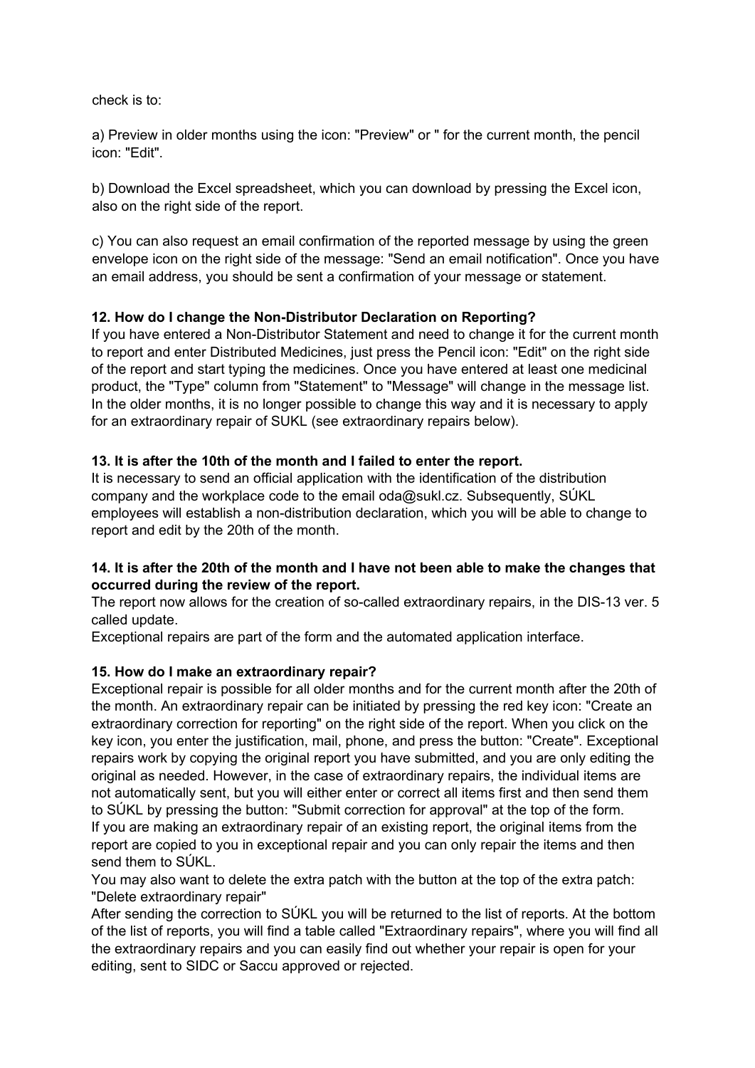check is to:

a) Preview in older months using the icon: "Preview" or " for the current month, the pencil icon: "Edit".

b) Download the Excel spreadsheet, which you can download by pressing the Excel icon, also on the right side of the report.

c) You can also request an email confirmation of the reported message by using the green envelope icon on the right side of the message: "Send an email notification". Once you have an email address, you should be sent a confirmation of your message or statement.

**12. How do I change the Non-Distributor Declaration on Reporting?**

If you have entered a Non-Distributor Statement and need to change it for the current month to report and enter Distributed Medicines, just press the Pencil icon: "Edit" on the right side of the report and start typing the medicines. Once you have entered at least one medicinal product, the "Type" column from "Statement" to "Message" will change in the message list. In the older months, it is no longer possible to change this way and it is necessary to apply for an extraordinary repair of SUKL (see extraordinary repairs below).

**13. It is after the 10th of the month and I failed to enter the report.**

It is necessary to send an official application with the identification of the distribution company and the workplace code to the email oda@sukl.cz. Subsequently, SÚKL employees will establish a non-distribution declaration, which you will be able to change to report and edit by the 20th of the month.

**14. It is after the 20th of the month and I have not been able to make the changes that occurred during the review of the report.**

The report now allows for the creation of so-called extraordinary repairs, in the DIS-13 ver. 5 called update.

Exceptional repairs are part of the form and the automated application interface.

**15. How do I make an extraordinary repair?**

Exceptional repair is possible for all older months and for the current month after the 20th of the month. An extraordinary repair can be initiated by pressing the red key icon: "Create an extraordinary correction for reporting" on the right side of the report. When you click on the key icon, you enter the justification, mail, phone, and press the button: "Create". Exceptional repairs work by copying the original report you have submitted, and you are only editing the original as needed. However, in the case of extraordinary repairs, the individual items are not automatically sent, but you will either enter or correct all items first and then send them to SÚKL by pressing the button: "Submit correction for approval" at the top of the form.

If you are making an extraordinary repair of an existing report, the original items from the report are copied to you in exceptional repair and you can only repair the items and then send them to SÚKL.

You may also want to delete the extra patch with the button at the top of the extra patch: "Delete extraordinary repair"

After sending the correction to SÚKL you will be returned to the list of reports. At the bottom of the list of reports, you will find a table called "Extraordinary repairs", where you will find all the extraordinary repairs and you can easily find out whether your repair is open for your editing, sent to SIDC or Saccu approved or rejected.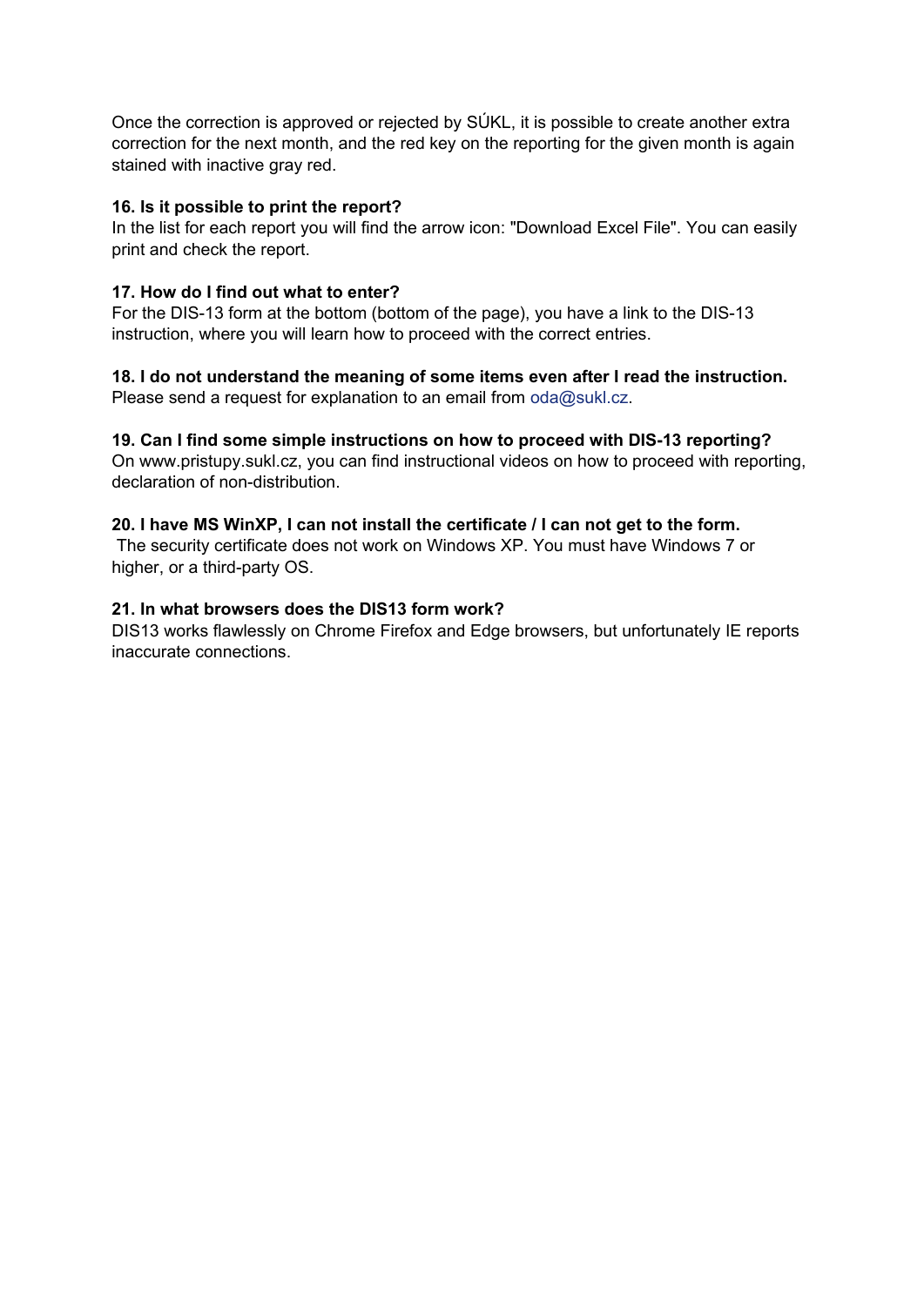Once the correction is approved or rejected by SÚKL, it is possible to create another extra correction for the next month, and the red key on the reporting for the given month is again stained with inactive gray red.

**16. Is it possible to print the report?**

In the list for each report you will find the arrow icon: "Download Excel File". You can easily print and check the report.

**17. How do I find out what to enter?**

For the DIS-13 form at the bottom (bottom of the page), you have a link to the DIS-13 instruction, where you will learn how to proceed with the correct entries.

**18. I do not understand the meaning of some items even after I read the instruction.**

Please send a request for explanation to an email from oda@sukl.cz.

**19. Can I find some simple instructions on how to proceed with DIS-13 reporting?**

On www.pristupy.sukl.cz, you can find instructional videos on how to proceed with reporting, declaration of non-distribution.

**20. I have MS WinXP, I can not install the certificate / I can not get to the form.**

The security certificate does not work on Windows XP. You must have Windows 7 or higher, or a third-party OS.

**21. In what browsers does the DIS13 form work?**

DIS13 works flawlessly on Chrome Firefox and Edge browsers, but unfortunately IE reports inaccurate connections.